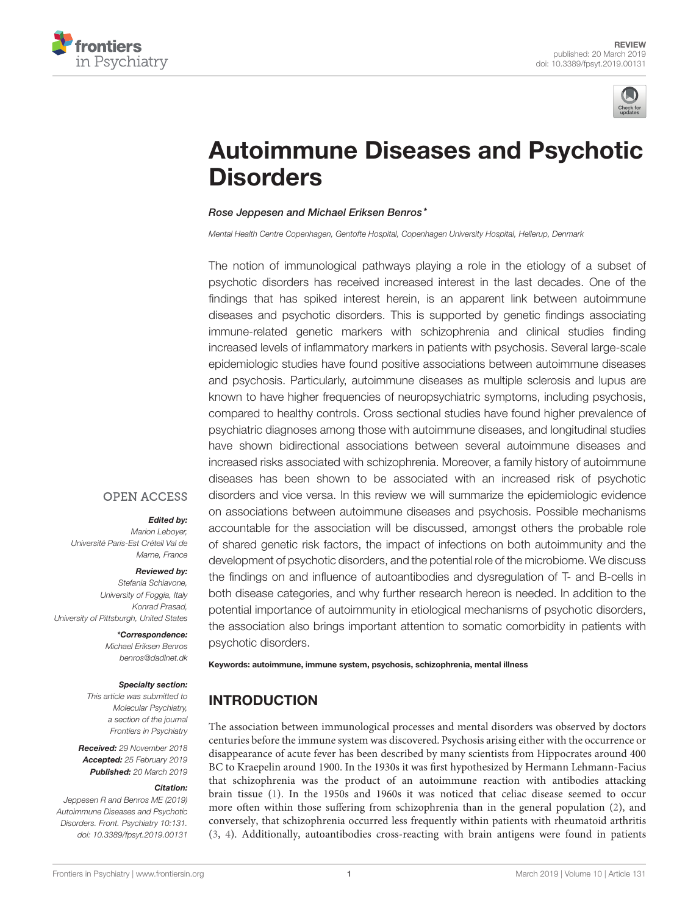REVIEW
published: 20 March 2019
doi: 10.3389/fpsyt.2019.00131

# Autoimmune Diseases and Psychotic Disorders

*Rose Jeppesen and Michael Eriksen Benros**

*Mental Health Centre Copenhagen, Gentofte Hospital, Copenhagen University Hospital, Hellerup, Denmark*

The notion of immunological pathways playing a role in the etiology of a subset of psychotic disorders has received increased interest in the last decades. One of the findings that has spiked interest herein, is an apparent link between autoimmune diseases and psychotic disorders. This is supported by genetic findings associating immune-related genetic markers with schizophrenia and clinical studies finding increased levels of inflammatory markers in patients with psychosis. Several large-scale epidemiologic studies have found positive associations between autoimmune diseases and psychosis. Particularly, autoimmune diseases as multiple sclerosis and lupus are known to have higher frequencies of neuropsychiatric symptoms, including psychosis, compared to healthy controls. Cross sectional studies have found higher prevalence of psychiatric diagnoses among those with autoimmune diseases, and longitudinal studies have shown bidirectional associations between several autoimmune diseases and increased risks associated with schizophrenia. Moreover, a family history of autoimmune diseases has been shown to be associated with an increased risk of psychotic disorders and vice versa. In this review we will summarize the epidemiologic evidence on associations between autoimmune diseases and psychosis. Possible mechanisms accountable for the association will be discussed, amongst others the probable role of shared genetic risk factors, the impact of infections on both autoimmunity and the development of psychotic disorders, and the potential role of the microbiome. We discuss the findings on and influence of autoantibodies and dysregulation of T- and B-cells in both disease categories, and why further research hereon is needed. In addition to the potential importance of autoimmunity in etiological mechanisms of psychotic disorders, the association also brings important attention to somatic comorbidity in patients with psychotic disorders.

**Keywords: autoimmune, immune system, psychosis, schizophrenia, mental illness**

OPEN ACCESS

***Edited by:***
Marion Leboyer,
Université Paris-Est Créteil Val de Marne, France

***Reviewed by:***
Stefania Schiavone,
University of Foggia, Italy
Konrad Prasad,
University of Pittsburgh, United States

****Correspondence:***
Michael Eriksen Benros
benros@dadlnet.dk

***Specialty section:***
This article was submitted to Molecular Psychiatry, a section of the journal Frontiers in Psychiatry

***Received:*** 29 November 2018
***Accepted:*** 25 February 2019
***Published:*** 20 March 2019

***Citation:***
Jeppesen R and Benros ME (2019) Autoimmune Diseases and Psychotic Disorders. Front. Psychiatry 10:131. doi: 10.3389/fpsyt.2019.00131

## INTRODUCTION

The association between immunological processes and mental disorders was observed by doctors centuries before the immune system was discovered. Psychosis arising either with the occurrence or disappearance of acute fever has been described by many scientists from Hippocrates around 400 BC to Kraepelin around 1900. In the 1930s it was first hypothesized by Hermann Lehmann-Facius that schizophrenia was the product of an autoimmune reaction with antibodies attacking brain tissue (1). In the 1950s and 1960s it was noticed that celiac disease seemed to occur more often within those suffering from schizophrenia than in the general population (2), and conversely, that schizophrenia occurred less frequently within patients with rheumatoid arthritis (3, 4). Additionally, autoantibodies cross-reacting with brain antigens were found in patients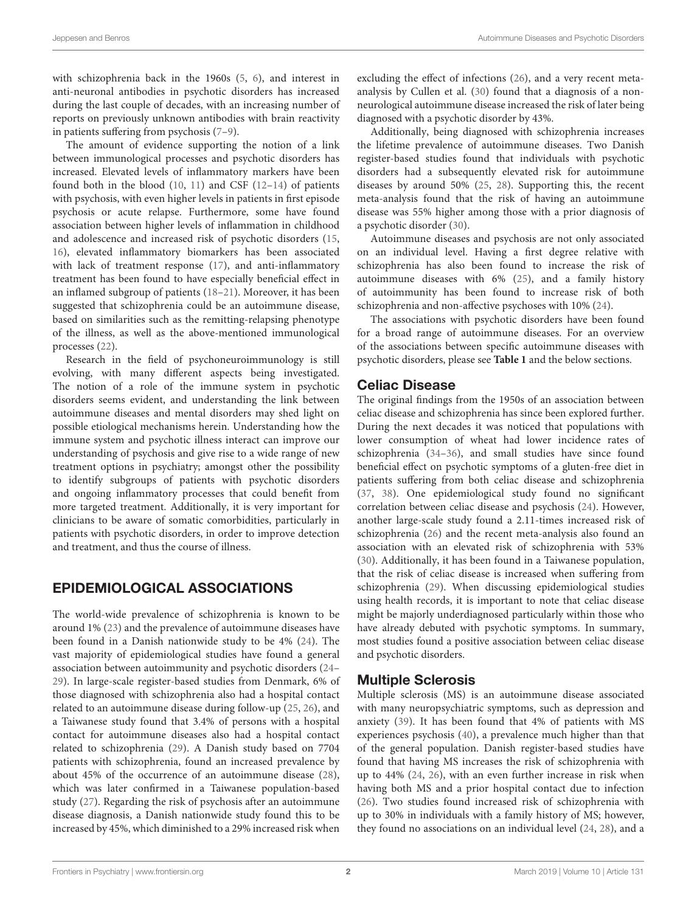with schizophrenia back in the 1960s (5, 6), and interest in anti-neuronal antibodies in psychotic disorders has increased during the last couple of decades, with an increasing number of reports on previously unknown antibodies with brain reactivity in patients suffering from psychosis (7–9).

The amount of evidence supporting the notion of a link between immunological processes and psychotic disorders has increased. Elevated levels of inflammatory markers have been found both in the blood (10, 11) and CSF (12–14) of patients with psychosis, with even higher levels in patients in first episode psychosis or acute relapse. Furthermore, some have found association between higher levels of inflammation in childhood and adolescence and increased risk of psychotic disorders (15, 16), elevated inflammatory biomarkers has been associated with lack of treatment response (17), and anti-inflammatory treatment has been found to have especially beneficial effect in an inflamed subgroup of patients (18–21). Moreover, it has been suggested that schizophrenia could be an autoimmune disease, based on similarities such as the remitting-relapsing phenotype of the illness, as well as the above-mentioned immunological processes (22).

Research in the field of psychoneuroimmunology is still evolving, with many different aspects being investigated. The notion of a role of the immune system in psychotic disorders seems evident, and understanding the link between autoimmune diseases and mental disorders may shed light on possible etiological mechanisms herein. Understanding how the immune system and psychotic illness interact can improve our understanding of psychosis and give rise to a wide range of new treatment options in psychiatry; amongst other the possibility to identify subgroups of patients with psychotic disorders and ongoing inflammatory processes that could benefit from more targeted treatment. Additionally, it is very important for clinicians to be aware of somatic comorbidities, particularly in patients with psychotic disorders, in order to improve detection and treatment, and thus the course of illness.

## EPIDEMIOLOGICAL ASSOCIATIONS

The world-wide prevalence of schizophrenia is known to be around 1% (23) and the prevalence of autoimmune diseases have been found in a Danish nationwide study to be 4% (24). The vast majority of epidemiological studies have found a general association between autoimmunity and psychotic disorders (24–29). In large-scale register-based studies from Denmark, 6% of those diagnosed with schizophrenia also had a hospital contact related to an autoimmune disease during follow-up (25, 26), and a Taiwanese study found that 3.4% of persons with a hospital contact for autoimmune diseases also had a hospital contact related to schizophrenia (29). A Danish study based on 7704 patients with schizophrenia, found an increased prevalence by about 45% of the occurrence of an autoimmune disease (28), which was later confirmed in a Taiwanese population-based study (27). Regarding the risk of psychosis after an autoimmune disease diagnosis, a Danish nationwide study found this to be increased by 45%, which diminished to a 29% increased risk when excluding the effect of infections (26), and a very recent meta-analysis by Cullen et al. (30) found that a diagnosis of a non-neurological autoimmune disease increased the risk of later being diagnosed with a psychotic disorder by 43%.

Additionally, being diagnosed with schizophrenia increases the lifetime prevalence of autoimmune diseases. Two Danish register-based studies found that individuals with psychotic disorders had a subsequently elevated risk for autoimmune diseases by around 50% (25, 28). Supporting this, the recent meta-analysis found that the risk of having an autoimmune disease was 55% higher among those with a prior diagnosis of a psychotic disorder (30).

Autoimmune diseases and psychosis are not only associated on an individual level. Having a first degree relative with schizophrenia has also been found to increase the risk of autoimmune diseases with 6% (25), and a family history of autoimmunity has been found to increase risk of both schizophrenia and non-affective psychoses with 10% (24).

The associations with psychotic disorders have been found for a broad range of autoimmune diseases. For an overview of the associations between specific autoimmune diseases with psychotic disorders, please see **Table 1** and the below sections.

### Celiac Disease

The original findings from the 1950s of an association between celiac disease and schizophrenia has since been explored further. During the next decades it was noticed that populations with lower consumption of wheat had lower incidence rates of schizophrenia (34–36), and small studies have since found beneficial effect on psychotic symptoms of a gluten-free diet in patients suffering from both celiac disease and schizophrenia (37, 38). One epidemiological study found no significant correlation between celiac disease and psychosis (24). However, another large-scale study found a 2.11-times increased risk of schizophrenia (26) and the recent meta-analysis also found an association with an elevated risk of schizophrenia with 53% (30). Additionally, it has been found in a Taiwanese population, that the risk of celiac disease is increased when suffering from schizophrenia (29). When discussing epidemiological studies using health records, it is important to note that celiac disease might be majorly underdiagnosed particularly within those who have already debuted with psychotic symptoms. In summary, most studies found a positive association between celiac disease and psychotic disorders.

### Multiple Sclerosis

Multiple sclerosis (MS) is an autoimmune disease associated with many neuropsychiatric symptoms, such as depression and anxiety (39). It has been found that 4% of patients with MS experiences psychosis (40), a prevalence much higher than that of the general population. Danish register-based studies have found that having MS increases the risk of schizophrenia with up to 44% (24, 26), with an even further increase in risk when having both MS and a prior hospital contact due to infection (26). Two studies found increased risk of schizophrenia with up to 30% in individuals with a family history of MS; however, they found no associations on an individual level (24, 28), and a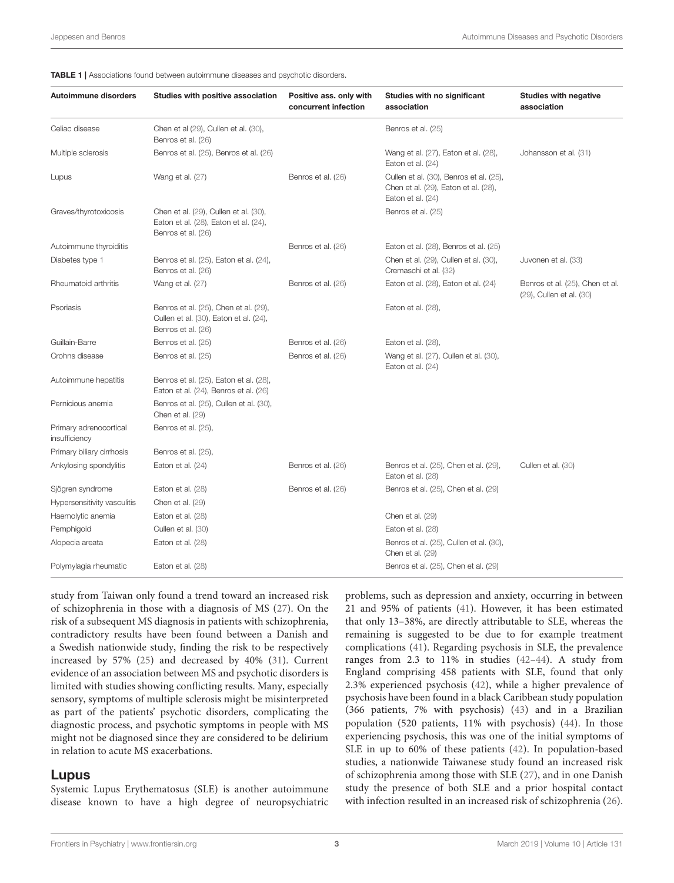**TABLE 1** | Associations found between autoimmune diseases and psychotic disorders.

| Autoimmune disorders | Studies with positive association | Positive ass. only with concurrent infection | Studies with no significant association | Studies with negative association |
|---|---|---|---|---|
| Celiac disease | Chen et al (29), Cullen et al. (30), Benros et al. (26) | | Benros et al. (25) | |
| Multiple sclerosis | Benros et al. (25), Benros et al. (26) | | Wang et al. (27), Eaton et al. (28), Eaton et al. (24) | Johansson et al. (31) |
| Lupus | Wang et al. (27) | Benros et al. (26) | Cullen et al. (30), Benros et al. (25), Chen et al. (29), Eaton et al. (28), Eaton et al. (24) | |
| Graves/thyrotoxicosis | Chen et al. (29), Cullen et al. (30), Eaton et al. (28), Eaton et al. (24), Benros et al. (26) | | Benros et al. (25) | |
| Autoimmune thyroiditis | | Benros et al. (26) | Eaton et al. (28), Benros et al. (25) | |
| Diabetes type 1 | Benros et al. (25), Eaton et al. (24), Benros et al. (26) | | Chen et al. (29), Cullen et al. (30), Cremaschi et al. (32) | Juvonen et al. (33) |
| Rheumatoid arthritis | Wang et al. (27) | Benros et al. (26) | Eaton et al. (28), Eaton et al. (24) | Benros et al. (25), Chen et al. (29), Cullen et al. (30) |
| Psoriasis | Benros et al. (25), Chen et al. (29), Cullen et al. (30), Eaton et al. (24), Benros et al. (26) | | Eaton et al. (28), | |
| Guillain-Barre | Benros et al. (25) | Benros et al. (26) | Eaton et al. (28), | |
| Crohns disease | Benros et al. (25) | Benros et al. (26) | Wang et al. (27), Cullen et al. (30), Eaton et al. (24) | |
| Autoimmune hepatitis | Benros et al. (25), Eaton et al. (28), Eaton et al. (24), Benros et al. (26) | | | |
| Pernicious anemia | Benros et al. (25), Cullen et al. (30), Chen et al. (29) | | | |
| Primary adrenocortical insufficiency | Benros et al. (25), | | | |
| Primary biliary cirrhosis | Benros et al. (25), | | | |
| Ankylosing spondylitis | Eaton et al. (24) | Benros et al. (26) | Benros et al. (25), Chen et al. (29), Eaton et al. (28) | Cullen et al. (30) |
| Sjögren syndrome | Eaton et al. (28) | Benros et al. (26) | Benros et al. (25), Chen et al. (29) | |
| Hypersensitivity vasculitis | Chen et al. (29) | | | |
| Haemolytic anemia | Eaton et al. (28) | | Chen et al. (29) | |
| Pemphigoid | Cullen et al. (30) | | Eaton et al. (28) | |
| Alopecia areata | Eaton et al. (28) | | Benros et al. (25), Cullen et al. (30), Chen et al. (29) | |
| Polymylagia rheumatic | Eaton et al. (28) | | Benros et al. (25), Chen et al. (29) | |

study from Taiwan only found a trend toward an increased risk of schizophrenia in those with a diagnosis of MS (27). On the risk of a subsequent MS diagnosis in patients with schizophrenia, contradictory results have been found between a Danish and a Swedish nationwide study, finding the risk to be respectively increased by 57% (25) and decreased by 40% (31). Current evidence of an association between MS and psychotic disorders is limited with studies showing conflicting results. Many, especially sensory, symptoms of multiple sclerosis might be misinterpreted as part of the patients' psychotic disorders, complicating the diagnostic process, and psychotic symptoms in people with MS might not be diagnosed since they are considered to be delirium in relation to acute MS exacerbations.

## Lupus

Systemic Lupus Erythematosus (SLE) is another autoimmune disease known to have a high degree of neuropsychiatric problems, such as depression and anxiety, occurring in between 21 and 95% of patients (41). However, it has been estimated that only 13–38%, are directly attributable to SLE, whereas the remaining is suggested to be due to for example treatment complications (41). Regarding psychosis in SLE, the prevalence ranges from 2.3 to 11% in studies (42–44). A study from England comprising 458 patients with SLE, found that only 2.3% experienced psychosis (42), while a higher prevalence of psychosis have been found in a black Caribbean study population (366 patients, 7% with psychosis) (43) and in a Brazilian population (520 patients, 11% with psychosis) (44). In those experiencing psychosis, this was one of the initial symptoms of SLE in up to 60% of these patients (42). In population-based studies, a nationwide Taiwanese study found an increased risk of schizophrenia among those with SLE (27), and in one Danish study the presence of both SLE and a prior hospital contact with infection resulted in an increased risk of schizophrenia (26).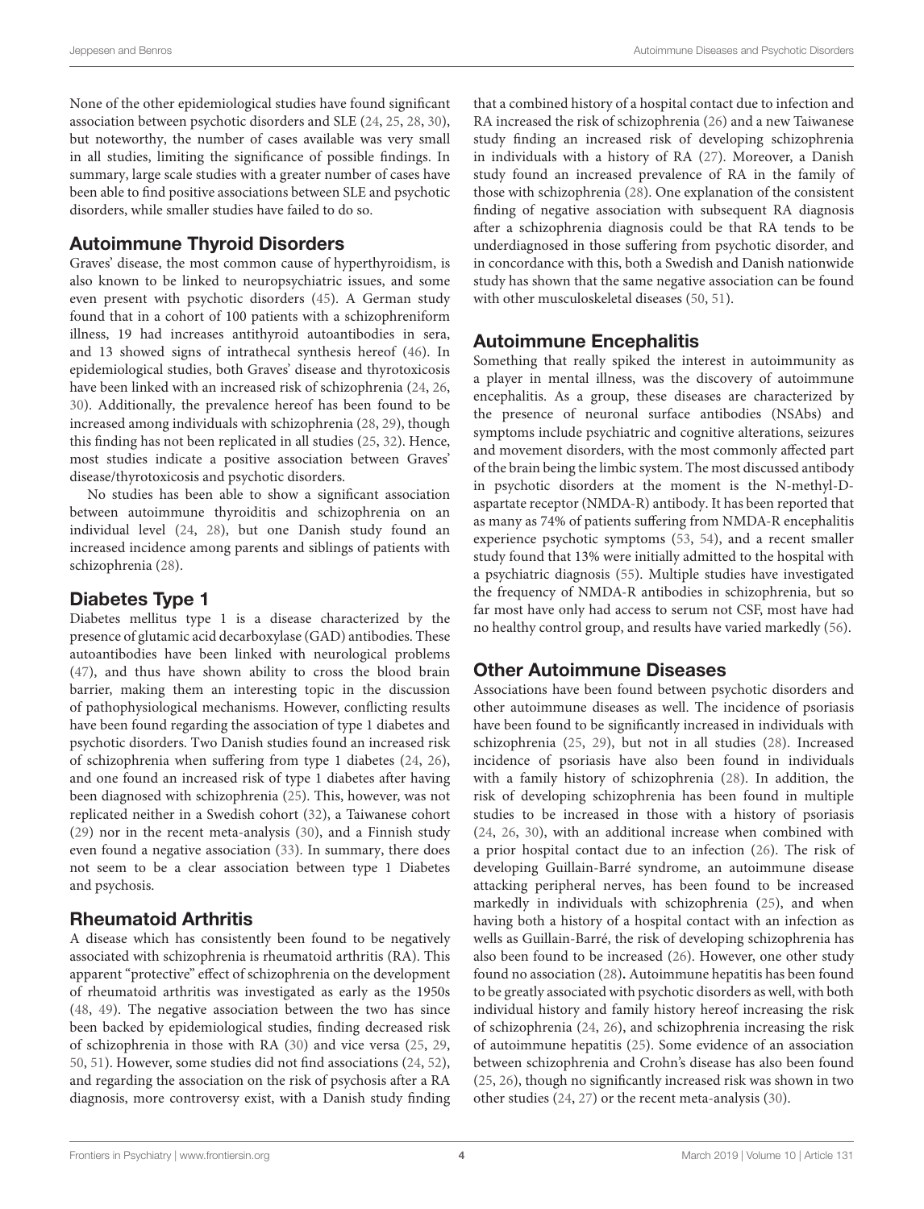None of the other epidemiological studies have found significant association between psychotic disorders and SLE (24, 25, 28, 30), but noteworthy, the number of cases available was very small in all studies, limiting the significance of possible findings. In summary, large scale studies with a greater number of cases have been able to find positive associations between SLE and psychotic disorders, while smaller studies have failed to do so.

## Autoimmune Thyroid Disorders

Graves' disease, the most common cause of hyperthyroidism, is also known to be linked to neuropsychiatric issues, and some even present with psychotic disorders (45). A German study found that in a cohort of 100 patients with a schizophreniform illness, 19 had increases antithyroid autoantibodies in sera, and 13 showed signs of intrathecal synthesis hereof (46). In epidemiological studies, both Graves' disease and thyrotoxicosis have been linked with an increased risk of schizophrenia (24, 26, 30). Additionally, the prevalence hereof has been found to be increased among individuals with schizophrenia (28, 29), though this finding has not been replicated in all studies (25, 32). Hence, most studies indicate a positive association between Graves' disease/thyrotoxicosis and psychotic disorders.

No studies has been able to show a significant association between autoimmune thyroiditis and schizophrenia on an individual level (24, 28), but one Danish study found an increased incidence among parents and siblings of patients with schizophrenia (28).

## Diabetes Type 1

Diabetes mellitus type 1 is a disease characterized by the presence of glutamic acid decarboxylase (GAD) antibodies. These autoantibodies have been linked with neurological problems (47), and thus have shown ability to cross the blood brain barrier, making them an interesting topic in the discussion of pathophysiological mechanisms. However, conflicting results have been found regarding the association of type 1 diabetes and psychotic disorders. Two Danish studies found an increased risk of schizophrenia when suffering from type 1 diabetes (24, 26), and one found an increased risk of type 1 diabetes after having been diagnosed with schizophrenia (25). This, however, was not replicated neither in a Swedish cohort (32), a Taiwanese cohort (29) nor in the recent meta-analysis (30), and a Finnish study even found a negative association (33). In summary, there does not seem to be a clear association between type 1 Diabetes and psychosis.

## Rheumatoid Arthritis

A disease which has consistently been found to be negatively associated with schizophrenia is rheumatoid arthritis (RA). This apparent "protective" effect of schizophrenia on the development of rheumatoid arthritis was investigated as early as the 1950s (48, 49). The negative association between the two has since been backed by epidemiological studies, finding decreased risk of schizophrenia in those with RA (30) and vice versa (25, 29, 50, 51). However, some studies did not find associations (24, 52), and regarding the association on the risk of psychosis after a RA diagnosis, more controversy exist, with a Danish study finding that a combined history of a hospital contact due to infection and RA increased the risk of schizophrenia (26) and a new Taiwanese study finding an increased risk of developing schizophrenia in individuals with a history of RA (27). Moreover, a Danish study found an increased prevalence of RA in the family of those with schizophrenia (28). One explanation of the consistent finding of negative association with subsequent RA diagnosis after a schizophrenia diagnosis could be that RA tends to be underdiagnosed in those suffering from psychotic disorder, and in concordance with this, both a Swedish and Danish nationwide study has shown that the same negative association can be found with other musculoskeletal diseases (50, 51).

## Autoimmune Encephalitis

Something that really spiked the interest in autoimmunity as a player in mental illness, was the discovery of autoimmune encephalitis. As a group, these diseases are characterized by the presence of neuronal surface antibodies (NSAbs) and symptoms include psychiatric and cognitive alterations, seizures and movement disorders, with the most commonly affected part of the brain being the limbic system. The most discussed antibody in psychotic disorders at the moment is the N-methyl-D-aspartate receptor (NMDA-R) antibody. It has been reported that as many as 74% of patients suffering from NMDA-R encephalitis experience psychotic symptoms (53, 54), and a recent smaller study found that 13% were initially admitted to the hospital with a psychiatric diagnosis (55). Multiple studies have investigated the frequency of NMDA-R antibodies in schizophrenia, but so far most have only had access to serum not CSF, most have had no healthy control group, and results have varied markedly (56).

## Other Autoimmune Diseases

Associations have been found between psychotic disorders and other autoimmune diseases as well. The incidence of psoriasis have been found to be significantly increased in individuals with schizophrenia (25, 29), but not in all studies (28). Increased incidence of psoriasis have also been found in individuals with a family history of schizophrenia (28). In addition, the risk of developing schizophrenia has been found in multiple studies to be increased in those with a history of psoriasis (24, 26, 30), with an additional increase when combined with a prior hospital contact due to an infection (26). The risk of developing Guillain-Barré syndrome, an autoimmune disease attacking peripheral nerves, has been found to be increased markedly in individuals with schizophrenia (25), and when having both a history of a hospital contact with an infection as wells as Guillain-Barré, the risk of developing schizophrenia has also been found to be increased (26). However, one other study found no association (28). Autoimmune hepatitis has been found to be greatly associated with psychotic disorders as well, with both individual history and family history hereof increasing the risk of schizophrenia (24, 26), and schizophrenia increasing the risk of autoimmune hepatitis (25). Some evidence of an association between schizophrenia and Crohn's disease has also been found (25, 26), though no significantly increased risk was shown in two other studies (24, 27) or the recent meta-analysis (30).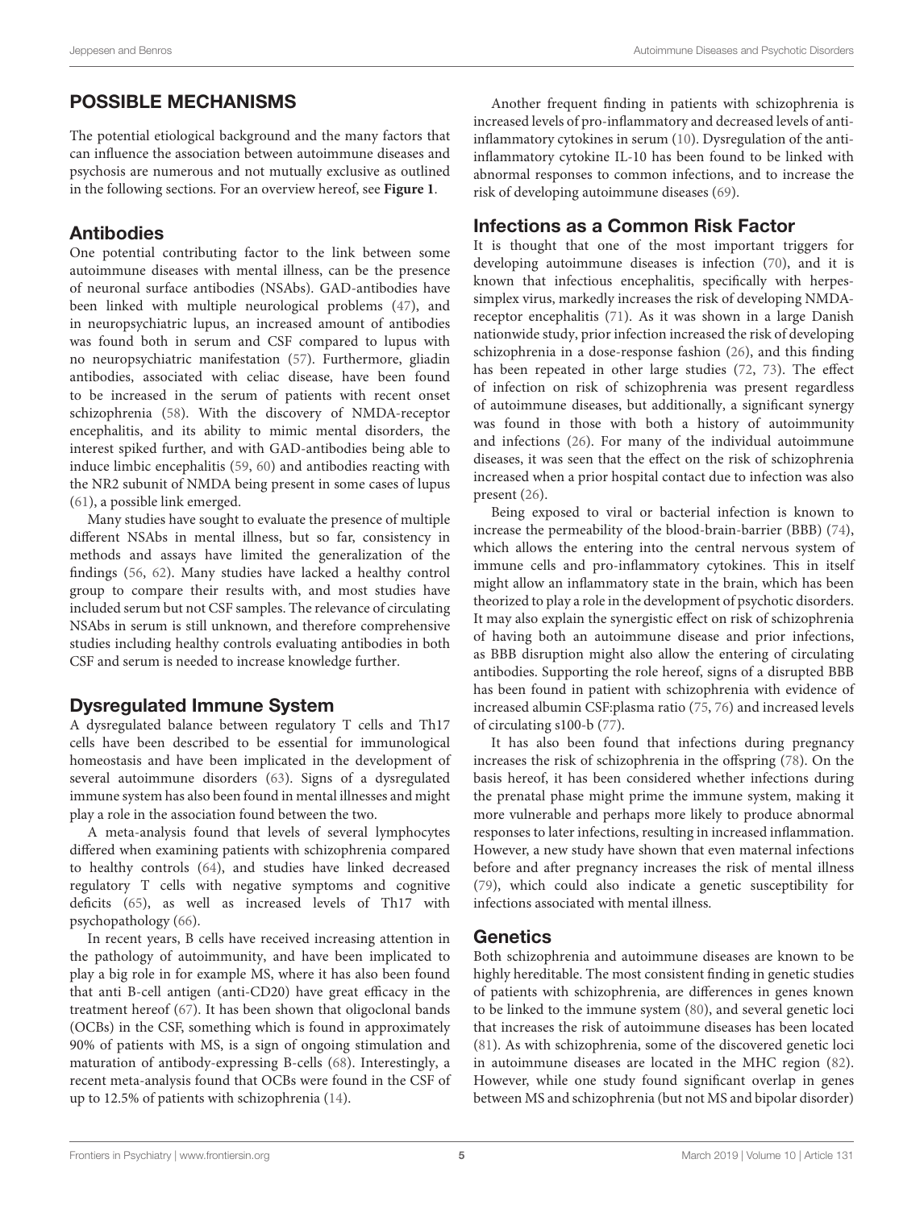## POSSIBLE MECHANISMS

The potential etiological background and the many factors that can influence the association between autoimmune diseases and psychosis are numerous and not mutually exclusive as outlined in the following sections. For an overview hereof, see **Figure 1**.

### Antibodies

One potential contributing factor to the link between some autoimmune diseases with mental illness, can be the presence of neuronal surface antibodies (NSAbs). GAD-antibodies have been linked with multiple neurological problems (47), and in neuropsychiatric lupus, an increased amount of antibodies was found both in serum and CSF compared to lupus with no neuropsychiatric manifestation (57). Furthermore, gliadin antibodies, associated with celiac disease, have been found to be increased in the serum of patients with recent onset schizophrenia (58). With the discovery of NMDA-receptor encephalitis, and its ability to mimic mental disorders, the interest spiked further, and with GAD-antibodies being able to induce limbic encephalitis (59, 60) and antibodies reacting with the NR2 subunit of NMDA being present in some cases of lupus (61), a possible link emerged.

Many studies have sought to evaluate the presence of multiple different NSAbs in mental illness, but so far, consistency in methods and assays have limited the generalization of the findings (56, 62). Many studies have lacked a healthy control group to compare their results with, and most studies have included serum but not CSF samples. The relevance of circulating NSAbs in serum is still unknown, and therefore comprehensive studies including healthy controls evaluating antibodies in both CSF and serum is needed to increase knowledge further.

### Dysregulated Immune System

A dysregulated balance between regulatory T cells and Th17 cells have been described to be essential for immunological homeostasis and have been implicated in the development of several autoimmune disorders (63). Signs of a dysregulated immune system has also been found in mental illnesses and might play a role in the association found between the two.

A meta-analysis found that levels of several lymphocytes differed when examining patients with schizophrenia compared to healthy controls (64), and studies have linked decreased regulatory T cells with negative symptoms and cognitive deficits (65), as well as increased levels of Th17 with psychopathology (66).

In recent years, B cells have received increasing attention in the pathology of autoimmunity, and have been implicated to play a big role in for example MS, where it has also been found that anti B-cell antigen (anti-CD20) have great efficacy in the treatment hereof (67). It has been shown that oligoclonal bands (OCBs) in the CSF, something which is found in approximately 90% of patients with MS, is a sign of ongoing stimulation and maturation of antibody-expressing B-cells (68). Interestingly, a recent meta-analysis found that OCBs were found in the CSF of up to 12.5% of patients with schizophrenia (14).

Another frequent finding in patients with schizophrenia is increased levels of pro-inflammatory and decreased levels of anti-inflammatory cytokines in serum (10). Dysregulation of the anti-inflammatory cytokine IL-10 has been found to be linked with abnormal responses to common infections, and to increase the risk of developing autoimmune diseases (69).

### Infections as a Common Risk Factor

It is thought that one of the most important triggers for developing autoimmune diseases is infection (70), and it is known that infectious encephalitis, specifically with herpes-simplex virus, markedly increases the risk of developing NMDA-receptor encephalitis (71). As it was shown in a large Danish nationwide study, prior infection increased the risk of developing schizophrenia in a dose-response fashion (26), and this finding has been repeated in other large studies (72, 73). The effect of infection on risk of schizophrenia was present regardless of autoimmune diseases, but additionally, a significant synergy was found in those with both a history of autoimmunity and infections (26). For many of the individual autoimmune diseases, it was seen that the effect on the risk of schizophrenia increased when a prior hospital contact due to infection was also present (26).

Being exposed to viral or bacterial infection is known to increase the permeability of the blood-brain-barrier (BBB) (74), which allows the entering into the central nervous system of immune cells and pro-inflammatory cytokines. This in itself might allow an inflammatory state in the brain, which has been theorized to play a role in the development of psychotic disorders. It may also explain the synergistic effect on risk of schizophrenia of having both an autoimmune disease and prior infections, as BBB disruption might also allow the entering of circulating antibodies. Supporting the role hereof, signs of a disrupted BBB has been found in patient with schizophrenia with evidence of increased albumin CSF:plasma ratio (75, 76) and increased levels of circulating s100-b (77).

It has also been found that infections during pregnancy increases the risk of schizophrenia in the offspring (78). On the basis hereof, it has been considered whether infections during the prenatal phase might prime the immune system, making it more vulnerable and perhaps more likely to produce abnormal responses to later infections, resulting in increased inflammation. However, a new study have shown that even maternal infections before and after pregnancy increases the risk of mental illness (79), which could also indicate a genetic susceptibility for infections associated with mental illness.

### Genetics

Both schizophrenia and autoimmune diseases are known to be highly hereditable. The most consistent finding in genetic studies of patients with schizophrenia, are differences in genes known to be linked to the immune system (80), and several genetic loci that increases the risk of autoimmune diseases has been located (81). As with schizophrenia, some of the discovered genetic loci in autoimmune diseases are located in the MHC region (82). However, while one study found significant overlap in genes between MS and schizophrenia (but not MS and bipolar disorder)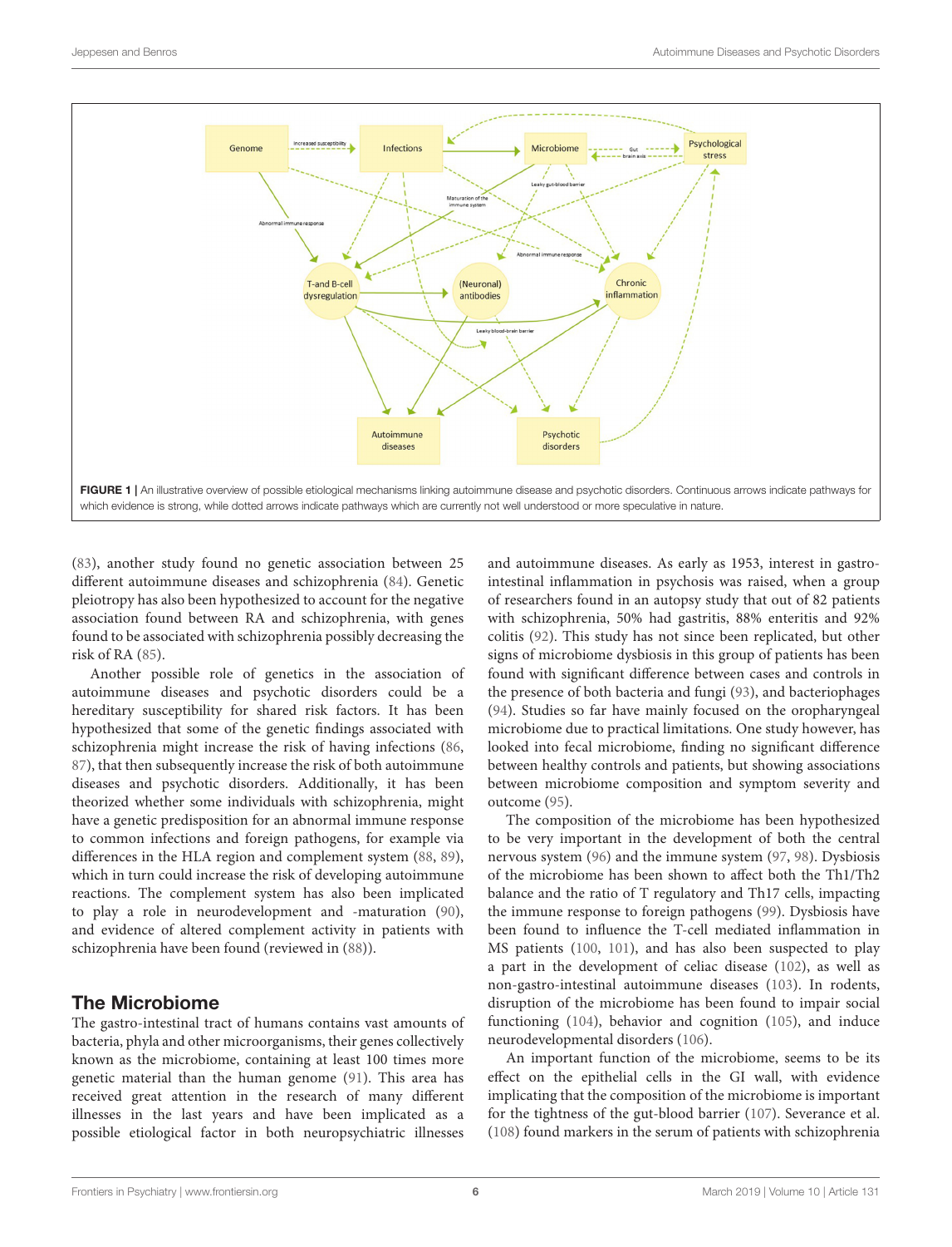FIGURE 1 | An illustrative overview of possible etiological mechanisms linking autoimmune disease and psychotic disorders. Continuous arrows indicate pathways for which evidence is strong, while dotted arrows indicate pathways which are currently not well understood or more speculative in nature.

(83), another study found no genetic association between 25 different autoimmune diseases and schizophrenia (84). Genetic pleiotropy has also been hypothesized to account for the negative association found between RA and schizophrenia, with genes found to be associated with schizophrenia possibly decreasing the risk of RA (85).

Another possible role of genetics in the association of autoimmune diseases and psychotic disorders could be a hereditary susceptibility for shared risk factors. It has been hypothesized that some of the genetic findings associated with schizophrenia might increase the risk of having infections (86, 87), that then subsequently increase the risk of both autoimmune diseases and psychotic disorders. Additionally, it has been theorized whether some individuals with schizophrenia, might have a genetic predisposition for an abnormal immune response to common infections and foreign pathogens, for example via differences in the HLA region and complement system (88, 89), which in turn could increase the risk of developing autoimmune reactions. The complement system has also been implicated to play a role in neurodevelopment and -maturation (90), and evidence of altered complement activity in patients with schizophrenia have been found (reviewed in (88)).

## The Microbiome

The gastro-intestinal tract of humans contains vast amounts of bacteria, phyla and other microorganisms, their genes collectively known as the microbiome, containing at least 100 times more genetic material than the human genome (91). This area has received great attention in the research of many different illnesses in the last years and have been implicated as a possible etiological factor in both neuropsychiatric illnesses and autoimmune diseases. As early as 1953, interest in gastro-intestinal inflammation in psychosis was raised, when a group of researchers found in an autopsy study that out of 82 patients with schizophrenia, 50% had gastritis, 88% enteritis and 92% colitis (92). This study has not since been replicated, but other signs of microbiome dysbiosis in this group of patients has been found with significant difference between cases and controls in the presence of both bacteria and fungi (93), and bacteriophages (94). Studies so far have mainly focused on the oropharyngeal microbiome due to practical limitations. One study however, has looked into fecal microbiome, finding no significant difference between healthy controls and patients, but showing associations between microbiome composition and symptom severity and outcome (95).

The composition of the microbiome has been hypothesized to be very important in the development of both the central nervous system (96) and the immune system (97, 98). Dysbiosis of the microbiome has been shown to affect both the Th1/Th2 balance and the ratio of T regulatory and Th17 cells, impacting the immune response to foreign pathogens (99). Dysbiosis have been found to influence the T-cell mediated inflammation in MS patients (100, 101), and has also been suspected to play a part in the development of celiac disease (102), as well as non-gastro-intestinal autoimmune diseases (103). In rodents, disruption of the microbiome has been found to impair social functioning (104), behavior and cognition (105), and induce neurodevelopmental disorders (106).

An important function of the microbiome, seems to be its effect on the epithelial cells in the GI wall, with evidence implicating that the composition of the microbiome is important for the tightness of the gut-blood barrier (107). Severance et al. (108) found markers in the serum of patients with schizophrenia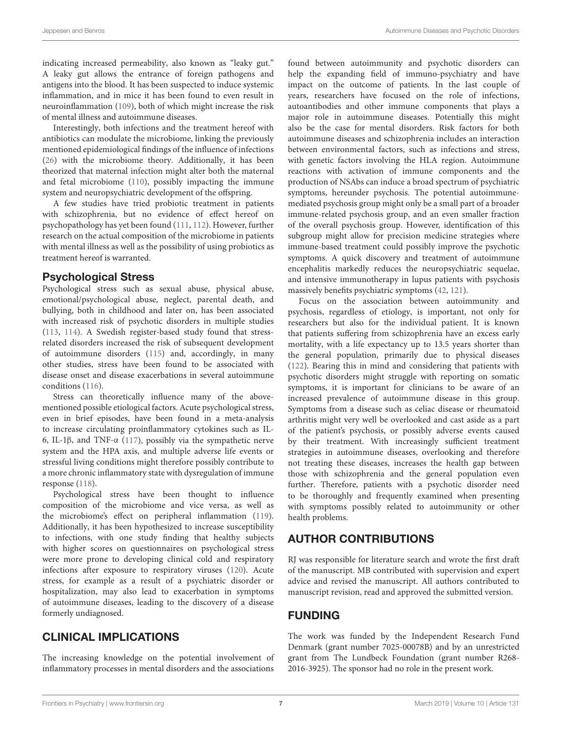indicating increased permeability, also known as "leaky gut." A leaky gut allows the entrance of foreign pathogens and antigens into the blood. It has been suspected to induce systemic inflammation, and in mice it has been found to even result in neuroinflammation (109), both of which might increase the risk of mental illness and autoimmune diseases.

Interestingly, both infections and the treatment hereof with antibiotics can modulate the microbiome, linking the previously mentioned epidemiological findings of the influence of infections (26) with the microbiome theory. Additionally, it has been theorized that maternal infection might alter both the maternal and fetal microbiome (110), possibly impacting the immune system and neuropsychiatric development of the offspring.

A few studies have tried probiotic treatment in patients with schizophrenia, but no evidence of effect hereof on psychopathology has yet been found (111, 112). However, further research on the actual composition of the microbiome in patients with mental illness as well as the possibility of using probiotics as treatment hereof is warranted.

### Psychological Stress

Psychological stress such as sexual abuse, physical abuse, emotional/psychological abuse, neglect, parental death, and bullying, both in childhood and later on, has been associated with increased risk of psychotic disorders in multiple studies (113, 114). A Swedish register-based study found that stress-related disorders increased the risk of subsequent development of autoimmune disorders (115) and, accordingly, in many other studies, stress have been found to be associated with disease onset and disease exacerbations in several autoimmune conditions (116).

Stress can theoretically influence many of the above-mentioned possible etiological factors. Acute psychological stress, even in brief episodes, have been found in a meta-analysis to increase circulating proinflammatory cytokines such as IL-6, IL-1β, and TNF-α (117), possibly via the sympathetic nerve system and the HPA axis, and multiple adverse life events or stressful living conditions might therefore possibly contribute to a more chronic inflammatory state with dysregulation of immune response (118).

Psychological stress have been thought to influence composition of the microbiome and vice versa, as well as the microbiome's effect on peripheral inflammation (119). Additionally, it has been hypothesized to increase susceptibility to infections, with one study finding that healthy subjects with higher scores on questionnaires on psychological stress were more prone to developing clinical cold and respiratory infections after exposure to respiratory viruses (120). Acute stress, for example as a result of a psychiatric disorder or hospitalization, may also lead to exacerbation in symptoms of autoimmune diseases, leading to the discovery of a disease formerly undiagnosed.

## CLINICAL IMPLICATIONS

The increasing knowledge on the potential involvement of inflammatory processes in mental disorders and the associations found between autoimmunity and psychotic disorders can help the expanding field of immuno-psychiatry and have impact on the outcome of patients. In the last couple of years, researchers have focused on the role of infections, autoantibodies and other immune components that plays a major role in autoimmune diseases. Potentially this might also be the case for mental disorders. Risk factors for both autoimmune diseases and schizophrenia includes an interaction between environmental factors, such as infections and stress, with genetic factors involving the HLA region. Autoimmune reactions with activation of immune components and the production of NSAbs can induce a broad spectrum of psychiatric symptoms, hereunder psychosis. The potential autoimmune-mediated psychosis group might only be a small part of a broader immune-related psychosis group, and an even smaller fraction of the overall psychosis group. However, identification of this subgroup might allow for precision medicine strategies where immune-based treatment could possibly improve the psychotic symptoms. A quick discovery and treatment of autoimmune encephalitis markedly reduces the neuropsychiatric sequelae, and intensive immunotherapy in lupus patients with psychosis massively benefits psychiatric symptoms (42, 121).

Focus on the association between autoimmunity and psychosis, regardless of etiology, is important, not only for researchers but also for the individual patient. It is known that patients suffering from schizophrenia have an excess early mortality, with a life expectancy up to 13.5 years shorter than the general population, primarily due to physical diseases (122). Bearing this in mind and considering that patients with psychotic disorders might struggle with reporting on somatic symptoms, it is important for clinicians to be aware of an increased prevalence of autoimmune disease in this group. Symptoms from a disease such as celiac disease or rheumatoid arthritis might very well be overlooked and cast aside as a part of the patient's psychosis, or possibly adverse events caused by their treatment. With increasingly sufficient treatment strategies in autoimmune diseases, overlooking and therefore not treating these diseases, increases the health gap between those with schizophrenia and the general population even further. Therefore, patients with a psychotic disorder need to be thoroughly and frequently examined when presenting with symptoms possibly related to autoimmunity or other health problems.

## AUTHOR CONTRIBUTIONS

RJ was responsible for literature search and wrote the first draft of the manuscript. MB contributed with supervision and expert advice and revised the manuscript. All authors contributed to manuscript revision, read and approved the submitted version.

## FUNDING

The work was funded by the Independent Research Fund Denmark (grant number 7025-00078B) and by an unrestricted grant from The Lundbeck Foundation (grant number R268-2016-3925). The sponsor had no role in the present work.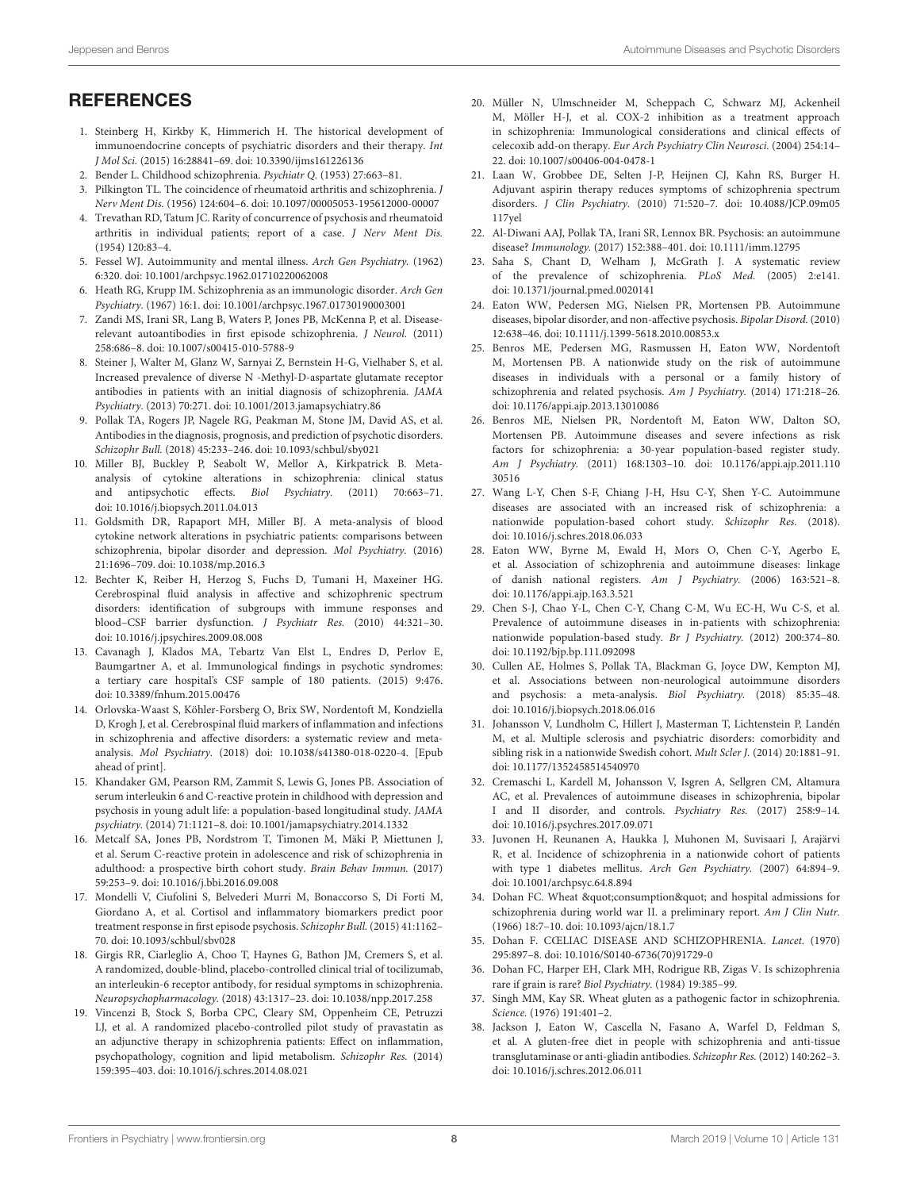## REFERENCES

1. Steinberg H, Kirkby K, Himmerich H. The historical development of immunoendocrine concepts of psychiatric disorders and their therapy. *Int J Mol Sci.* (2015) 16:28841–69. doi: 10.3390/ijms161226136
2. Bender L. Childhood schizophrenia. *Psychiatr Q.* (1953) 27:663–81.
3. Pilkington TL. The coincidence of rheumatoid arthritis and schizophrenia. *J Nerv Ment Dis.* (1956) 124:604–6. doi: 10.1097/00005053-195612000-00007
4. Trevathan RD, Tatum JC. Rarity of concurrence of psychosis and rheumatoid arthritis in individual patients; report of a case. *J Nerv Ment Dis.* (1954) 120:83–4.
5. Fessel WJ. Autoimmunity and mental illness. *Arch Gen Psychiatry.* (1962) 6:320. doi: 10.1001/archpsyc.1962.01710220062008
6. Heath RG, Krupp IM. Schizophrenia as an immunologic disorder. *Arch Gen Psychiatry.* (1967) 16:1. doi: 10.1001/archpsyc.1967.01730190003001
7. Zandi MS, Irani SR, Lang B, Waters P, Jones PB, McKenna P, et al. Disease-relevant autoantibodies in first episode schizophrenia. *J Neurol.* (2011) 258:686–8. doi: 10.1007/s00415-010-5788-9
8. Steiner J, Walter M, Glanz W, Sarnyai Z, Bernstein H-G, Vielhaber S, et al. Increased prevalence of diverse N -Methyl-D-aspartate glutamate receptor antibodies in patients with an initial diagnosis of schizophrenia. *JAMA Psychiatry.* (2013) 70:271. doi: 10.1001/2013.jamapsychiatry.86
9. Pollak TA, Rogers JP, Nagele RG, Peakman M, Stone JM, David AS, et al. Antibodies in the diagnosis, prognosis, and prediction of psychotic disorders. *Schizophr Bull.* (2018) 45:233–246. doi: 10.1093/schbul/sby021
10. Miller BJ, Buckley P, Seabolt W, Mellor A, Kirkpatrick B. Meta-analysis of cytokine alterations in schizophrenia: clinical status and antipsychotic effects. *Biol Psychiatry.* (2011) 70:663–71. doi: 10.1016/j.biopsych.2011.04.013
11. Goldsmith DR, Rapaport MH, Miller BJ. A meta-analysis of blood cytokine network alterations in psychiatric patients: comparisons between schizophrenia, bipolar disorder and depression. *Mol Psychiatry.* (2016) 21:1696–709. doi: 10.1038/mp.2016.3
12. Bechter K, Reiber H, Herzog S, Fuchs D, Tumani H, Maxeiner HG. Cerebrospinal fluid analysis in affective and schizophrenic spectrum disorders: identification of subgroups with immune responses and blood–CSF barrier dysfunction. *J Psychiatr Res.* (2010) 44:321–30. doi: 10.1016/j.jpsychires.2009.08.008
13. Cavanagh J, Klados MA, Tebartz Van Elst L, Endres D, Perlov E, Baumgartner A, et al. Immunological findings in psychotic syndromes: a tertiary care hospital's CSF sample of 180 patients. (2015) 9:476. doi: 10.3389/fnhum.2015.00476
14. Orlovska-Waast S, Köhler-Forsberg O, Brix SW, Nordentoft M, Kondziella D, Krogh J, et al. Cerebrospinal fluid markers of inflammation and infections in schizophrenia and affective disorders: a systematic review and meta-analysis. *Mol Psychiatry.* (2018) doi: 10.1038/s41380-018-0220-4. [Epub ahead of print].
15. Khandaker GM, Pearson RM, Zammit S, Lewis G, Jones PB. Association of serum interleukin 6 and C-reactive protein in childhood with depression and psychosis in young adult life: a population-based longitudinal study. *JAMA psychiatry.* (2014) 71:1121–8. doi: 10.1001/jamapsychiatry.2014.1332
16. Metcalf SA, Jones PB, Nordstrom T, Timonen M, Mäki P, Miettunen J, et al. Serum C-reactive protein in adolescence and risk of schizophrenia in adulthood: a prospective birth cohort study. *Brain Behav Immun.* (2017) 59:253–9. doi: 10.1016/j.bbi.2016.09.008
17. Mondelli V, Ciufolini S, Belvederi Murri M, Bonaccorso S, Di Forti M, Giordano A, et al. Cortisol and inflammatory biomarkers predict poor treatment response in first episode psychosis. *Schizophr Bull.* (2015) 41:1162–70. doi: 10.1093/schbul/sbv028
18. Girgis RR, Ciarleglio A, Choo T, Haynes G, Bathon JM, Cremers S, et al. A randomized, double-blind, placebo-controlled clinical trial of tocilizumab, an interleukin-6 receptor antibody, for residual symptoms in schizophrenia. *Neuropsychopharmacology.* (2018) 43:1317–23. doi: 10.1038/npp.2017.258
19. Vincenzi B, Stock S, Borba CPC, Cleary SM, Oppenheim CE, Petruzzi LJ, et al. A randomized placebo-controlled pilot study of pravastatin as an adjunctive therapy in schizophrenia patients: Effect on inflammation, psychopathology, cognition and lipid metabolism. *Schizophr Res.* (2014) 159:395–403. doi: 10.1016/j.schres.2014.08.021
20. Müller N, Ulmschneider M, Scheppach C, Schwarz MJ, Ackenheil M, Möller H-J, et al. COX-2 inhibition as a treatment approach in schizophrenia: Immunological considerations and clinical effects of celecoxib add-on therapy. *Eur Arch Psychiatry Clin Neurosci.* (2004) 254:14–22. doi: 10.1007/s00406-004-0478-1
21. Laan W, Grobbee DE, Selten J-P, Heijnen CJ, Kahn RS, Burger H. Adjuvant aspirin therapy reduces symptoms of schizophrenia spectrum disorders. *J Clin Psychiatry.* (2010) 71:520–7. doi: 10.4088/JCP.09m05117yel
22. Al-Diwani AAJ, Pollak TA, Irani SR, Lennox BR. Psychosis: an autoimmune disease? *Immunology.* (2017) 152:388–401. doi: 10.1111/imm.12795
23. Saha S, Chant D, Welham J, McGrath J. A systematic review of the prevalence of schizophrenia. *PLoS Med.* (2005) 2:e141. doi: 10.1371/journal.pmed.0020141
24. Eaton WW, Pedersen MG, Nielsen PR, Mortensen PB. Autoimmune diseases, bipolar disorder, and non-affective psychosis. *Bipolar Disord.* (2010) 12:638–46. doi: 10.1111/j.1399-5618.2010.00853.x
25. Benros ME, Pedersen MG, Rasmussen H, Eaton WW, Nordentoft M, Mortensen PB. A nationwide study on the risk of autoimmune diseases in individuals with a personal or a family history of schizophrenia and related psychosis. *Am J Psychiatry.* (2014) 171:218–26. doi: 10.1176/appi.ajp.2013.13010086
26. Benros ME, Nielsen PR, Nordentoft M, Eaton WW, Dalton SO, Mortensen PB. Autoimmune diseases and severe infections as risk factors for schizophrenia: a 30-year population-based register study. *Am J Psychiatry.* (2011) 168:1303–10. doi: 10.1176/appi.ajp.2011.11030516
27. Wang L-Y, Chen S-F, Chiang J-H, Hsu C-Y, Shen Y-C. Autoimmune diseases are associated with an increased risk of schizophrenia: a nationwide population-based cohort study. *Schizophr Res.* (2018). doi: 10.1016/j.schres.2018.06.033
28. Eaton WW, Byrne M, Ewald H, Mors O, Chen C-Y, Agerbo E, et al. Association of schizophrenia and autoimmune diseases: linkage of danish national registers. *Am J Psychiatry.* (2006) 163:521–8. doi: 10.1176/appi.ajp.163.3.521
29. Chen S-J, Chao Y-L, Chen C-Y, Chang C-M, Wu EC-H, Wu C-S, et al. Prevalence of autoimmune diseases in in-patients with schizophrenia: nationwide population-based study. *Br J Psychiatry.* (2012) 200:374–80. doi: 10.1192/bjp.bp.111.092098
30. Cullen AE, Holmes S, Pollak TA, Blackman G, Joyce DW, Kempton MJ, et al. Associations between non-neurological autoimmune disorders and psychosis: a meta-analysis. *Biol Psychiatry.* (2018) 85:35–48. doi: 10.1016/j.biopsych.2018.06.016
31. Johansson V, Lundholm C, Hillert J, Masterman T, Lichtenstein P, Landén M, et al. Multiple sclerosis and psychiatric disorders: comorbidity and sibling risk in a nationwide Swedish cohort. *Mult Scler J.* (2014) 20:1881–91. doi: 10.1177/1352458514540970
32. Cremaschi L, Kardell M, Johansson V, Isgren A, Sellgren CM, Altamura AC, et al. Prevalences of autoimmune diseases in schizophrenia, bipolar I and II disorder, and controls. *Psychiatry Res.* (2017) 258:9–14. doi: 10.1016/j.psychres.2017.09.071
33. Juvonen H, Reunanen A, Haukka J, Muhonen M, Suvisaari J, Arajärvi R, et al. Incidence of schizophrenia in a nationwide cohort of patients with type 1 diabetes mellitus. *Arch Gen Psychiatry.* (2007) 64:894–9. doi: 10.1001/archpsyc.64.8.894
34. Dohan FC. Wheat &quot;consumption&quot; and hospital admissions for schizophrenia during world war II. a preliminary report. *Am J Clin Nutr.* (1966) 18:7–10. doi: 10.1093/ajcn/18.1.7
35. Dohan F. CŒLIAC DISEASE AND SCHIZOPHRENIA. *Lancet.* (1970) 295:897–8. doi: 10.1016/S0140-6736(70)91729-0
36. Dohan FC, Harper EH, Clark MH, Rodrigue RB, Zigas V. Is schizophrenia rare if grain is rare? *Biol Psychiatry.* (1984) 19:385–99.
37. Singh MM, Kay SR. Wheat gluten as a pathogenic factor in schizophrenia. *Science.* (1976) 191:401–2.
38. Jackson J, Eaton W, Cascella N, Fasano A, Warfel D, Feldman S, et al. A gluten-free diet in people with schizophrenia and anti-tissue transglutaminase or anti-gliadin antibodies. *Schizophr Res.* (2012) 140:262–3. doi: 10.1016/j.schres.2012.06.011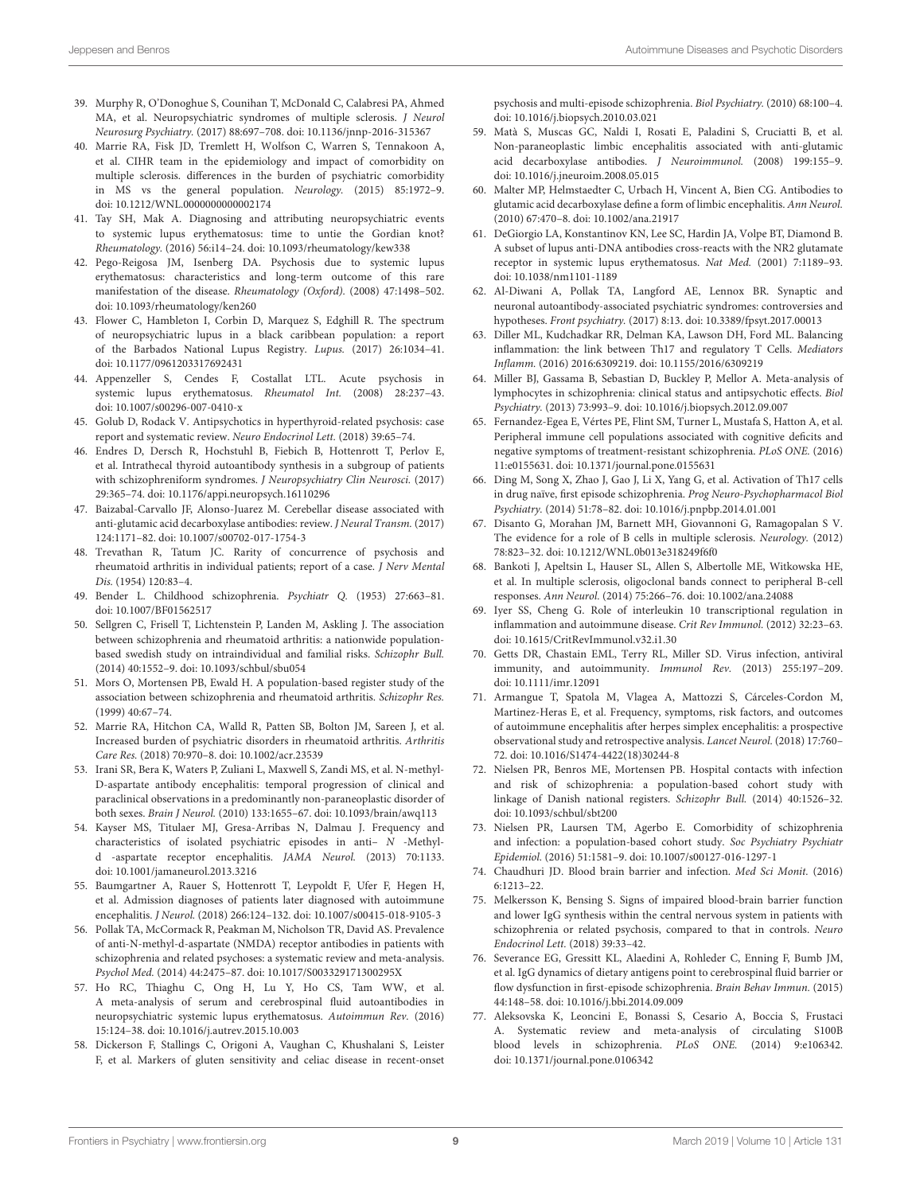39. Murphy R, O'Donoghue S, Counihan T, McDonald C, Calabresi PA, Ahmed MA, et al. Neuropsychiatric syndromes of multiple sclerosis. *J Neurol Neurosurg Psychiatry.* (2017) 88:697–708. doi: 10.1136/jnnp-2016-315367
40. Marrie RA, Fisk JD, Tremlett H, Wolfson C, Warren S, Tennakoon A, et al. CIHR team in the epidemiology and impact of comorbidity on multiple sclerosis. differences in the burden of psychiatric comorbidity in MS vs the general population. *Neurology.* (2015) 85:1972–9. doi: 10.1212/WNL.0000000000002174
41. Tay SH, Mak A. Diagnosing and attributing neuropsychiatric events to systemic lupus erythematosus: time to untie the Gordian knot? *Rheumatology.* (2016) 56:i14–24. doi: 10.1093/rheumatology/kew338
42. Pego-Reigosa JM, Isenberg DA. Psychosis due to systemic lupus erythematosus: characteristics and long-term outcome of this rare manifestation of the disease. *Rheumatology (Oxford).* (2008) 47:1498–502. doi: 10.1093/rheumatology/ken260
43. Flower C, Hambleton I, Corbin D, Marquez S, Edghill R. The spectrum of neuropsychiatric lupus in a black caribbean population: a report of the Barbados National Lupus Registry. *Lupus.* (2017) 26:1034–41. doi: 10.1177/0961203317692431
44. Appenzeller S, Cendes F, Costallat LTL. Acute psychosis in systemic lupus erythematosus. *Rheumatol Int.* (2008) 28:237–43. doi: 10.1007/s00296-007-0410-x
45. Golub D, Rodack V. Antipsychotics in hyperthyroid-related psychosis: case report and systematic review. *Neuro Endocrinol Lett.* (2018) 39:65–74.
46. Endres D, Dersch R, Hochstuhl B, Fiebich B, Hottenrott T, Perlov E, et al. Intrathecal thyroid autoantibody synthesis in a subgroup of patients with schizophreniform syndromes. *J Neuropsychiatry Clin Neurosci.* (2017) 29:365–74. doi: 10.1176/appi.neuropsych.16110296
47. Baizabal-Carvallo JF, Alonso-Juarez M. Cerebellar disease associated with anti-glutamic acid decarboxylase antibodies: review. *J Neural Transm.* (2017) 124:1171–82. doi: 10.1007/s00702-017-1754-3
48. Trevathan R, Tatum JC. Rarity of concurrence of psychosis and rheumatoid arthritis in individual patients; report of a case. *J Nerv Mental Dis.* (1954) 120:83–4.
49. Bender L. Childhood schizophrenia. *Psychiatr Q.* (1953) 27:663–81. doi: 10.1007/BF01562517
50. Sellgren C, Frisell T, Lichtenstein P, Landen M, Askling J. The association between schizophrenia and rheumatoid arthritis: a nationwide population-based swedish study on intraindividual and familial risks. *Schizophr Bull.* (2014) 40:1552–9. doi: 10.1093/schbul/sbu054
51. Mors O, Mortensen PB, Ewald H. A population-based register study of the association between schizophrenia and rheumatoid arthritis. *Schizophr Res.* (1999) 40:67–74.
52. Marrie RA, Hitchon CA, Walld R, Patten SB, Bolton JM, Sareen J, et al. Increased burden of psychiatric disorders in rheumatoid arthritis. *Arthritis Care Res.* (2018) 70:970–8. doi: 10.1002/acr.23539
53. Irani SR, Bera K, Waters P, Zuliani L, Maxwell S, Zandi MS, et al. N-methyl-D-aspartate antibody encephalitis: temporal progression of clinical and paraclinical observations in a predominantly non-paraneoplastic disorder of both sexes. *Brain J Neurol.* (2010) 133:1655–67. doi: 10.1093/brain/awq113
54. Kayser MS, Titulaer MJ, Gresa-Arribas N, Dalmau J. Frequency and characteristics of isolated psychiatric episodes in anti– *N* -Methyl-d -aspartate receptor encephalitis. *JAMA Neurol.* (2013) 70:1133. doi: 10.1001/jamaneurol.2013.3216
55. Baumgartner A, Rauer S, Hottenrott T, Leypoldt F, Ufer F, Hegen H, et al. Admission diagnoses of patients later diagnosed with autoimmune encephalitis. *J Neurol.* (2018) 266:124–132. doi: 10.1007/s00415-018-9105-3
56. Pollak TA, McCormack R, Peakman M, Nicholson TR, David AS. Prevalence of anti-N-methyl-d-aspartate (NMDA) receptor antibodies in patients with schizophrenia and related psychoses: a systematic review and meta-analysis. *Psychol Med.* (2014) 44:2475–87. doi: 10.1017/S003329171300295X
57. Ho RC, Thiaghu C, Ong H, Lu Y, Ho CS, Tam WW, et al. A meta-analysis of serum and cerebrospinal fluid autoantibodies in neuropsychiatric systemic lupus erythematosus. *Autoimmun Rev.* (2016) 15:124–38. doi: 10.1016/j.autrev.2015.10.003
58. Dickerson F, Stallings C, Origoni A, Vaughan C, Khushalani S, Leister F, et al. Markers of gluten sensitivity and celiac disease in recent-onset psychosis and multi-episode schizophrenia. *Biol Psychiatry.* (2010) 68:100–4. doi: 10.1016/j.biopsych.2010.03.021
59. Matà S, Muscas GC, Naldi I, Rosati E, Paladini S, Cruciatti B, et al. Non-paraneoplastic limbic encephalitis associated with anti-glutamic acid decarboxylase antibodies. *J Neuroimmunol.* (2008) 199:155–9. doi: 10.1016/j.jneuroim.2008.05.015
60. Malter MP, Helmstaedter C, Urbach H, Vincent A, Bien CG. Antibodies to glutamic acid decarboxylase define a form of limbic encephalitis. *Ann Neurol.* (2010) 67:470–8. doi: 10.1002/ana.21917
61. DeGiorgio LA, Konstantinov KN, Lee SC, Hardin JA, Volpe BT, Diamond B. A subset of lupus anti-DNA antibodies cross-reacts with the NR2 glutamate receptor in systemic lupus erythematosus. *Nat Med.* (2001) 7:1189–93. doi: 10.1038/nm1101-1189
62. Al-Diwani A, Pollak TA, Langford AE, Lennox BR. Synaptic and neuronal autoantibody-associated psychiatric syndromes: controversies and hypotheses. *Front psychiatry.* (2017) 8:13. doi: 10.3389/fpsyt.2017.00013
63. Diller ML, Kudchadkar RR, Delman KA, Lawson DH, Ford ML. Balancing inflammation: the link between Th17 and regulatory T Cells. *Mediators Inflamm.* (2016) 2016:6309219. doi: 10.1155/2016/6309219
64. Miller BJ, Gassama B, Sebastian D, Buckley P, Mellor A. Meta-analysis of lymphocytes in schizophrenia: clinical status and antipsychotic effects. *Biol Psychiatry.* (2013) 73:993–9. doi: 10.1016/j.biopsych.2012.09.007
65. Fernandez-Egea E, Vértes PE, Flint SM, Turner L, Mustafa S, Hatton A, et al. Peripheral immune cell populations associated with cognitive deficits and negative symptoms of treatment-resistant schizophrenia. *PLoS ONE.* (2016) 11:e0155631. doi: 10.1371/journal.pone.0155631
66. Ding M, Song X, Zhao J, Gao J, Li X, Yang G, et al. Activation of Th17 cells in drug naïve, first episode schizophrenia. *Prog Neuro-Psychopharmacol Biol Psychiatry.* (2014) 51:78–82. doi: 10.1016/j.pnpbp.2014.01.001
67. Disanto G, Morahan JM, Barnett MH, Giovannoni G, Ramagopalan S V. The evidence for a role of B cells in multiple sclerosis. *Neurology.* (2012) 78:823–32. doi: 10.1212/WNL.0b013e318249f6f0
68. Bankoti J, Apeltsin L, Hauser SL, Allen S, Albertolle ME, Witkowska HE, et al. In multiple sclerosis, oligoclonal bands connect to peripheral B-cell responses. *Ann Neurol.* (2014) 75:266–76. doi: 10.1002/ana.24088
69. Iyer SS, Cheng G. Role of interleukin 10 transcriptional regulation in inflammation and autoimmune disease. *Crit Rev Immunol.* (2012) 32:23–63. doi: 10.1615/CritRevImmunol.v32.i1.30
70. Getts DR, Chastain EML, Terry RL, Miller SD. Virus infection, antiviral immunity, and autoimmunity. *Immunol Rev.* (2013) 255:197–209. doi: 10.1111/imr.12091
71. Armangue T, Spatola M, Vlagea A, Mattozzi S, Cárceles-Cordon M, Martinez-Heras E, et al. Frequency, symptoms, risk factors, and outcomes of autoimmune encephalitis after herpes simplex encephalitis: a prospective observational study and retrospective analysis. *Lancet Neurol.* (2018) 17:760–72. doi: 10.1016/S1474-4422(18)30244-8
72. Nielsen PR, Benros ME, Mortensen PB. Hospital contacts with infection and risk of schizophrenia: a population-based cohort study with linkage of Danish national registers. *Schizophr Bull.* (2014) 40:1526–32. doi: 10.1093/schbul/sbt200
73. Nielsen PR, Laursen TM, Agerbo E. Comorbidity of schizophrenia and infection: a population-based cohort study. *Soc Psychiatry Psychiatr Epidemiol.* (2016) 51:1581–9. doi: 10.1007/s00127-016-1297-1
74. Chaudhuri JD. Blood brain barrier and infection. *Med Sci Monit.* (2016) 6:1213–22.
75. Melkersson K, Bensing S. Signs of impaired blood-brain barrier function and lower IgG synthesis within the central nervous system in patients with schizophrenia or related psychosis, compared to that in controls. *Neuro Endocrinol Lett.* (2018) 39:33–42.
76. Severance EG, Gressitt KL, Alaedini A, Rohleder C, Enning F, Bumb JM, et al. IgG dynamics of dietary antigens point to cerebrospinal fluid barrier or flow dysfunction in first-episode schizophrenia. *Brain Behav Immun.* (2015) 44:148–58. doi: 10.1016/j.bbi.2014.09.009
77. Aleksovska K, Leoncini E, Bonassi S, Cesario A, Boccia S, Frustaci A. Systematic review and meta-analysis of circulating S100B blood levels in schizophrenia. *PLoS ONE.* (2014) 9:e106342. doi: 10.1371/journal.pone.0106342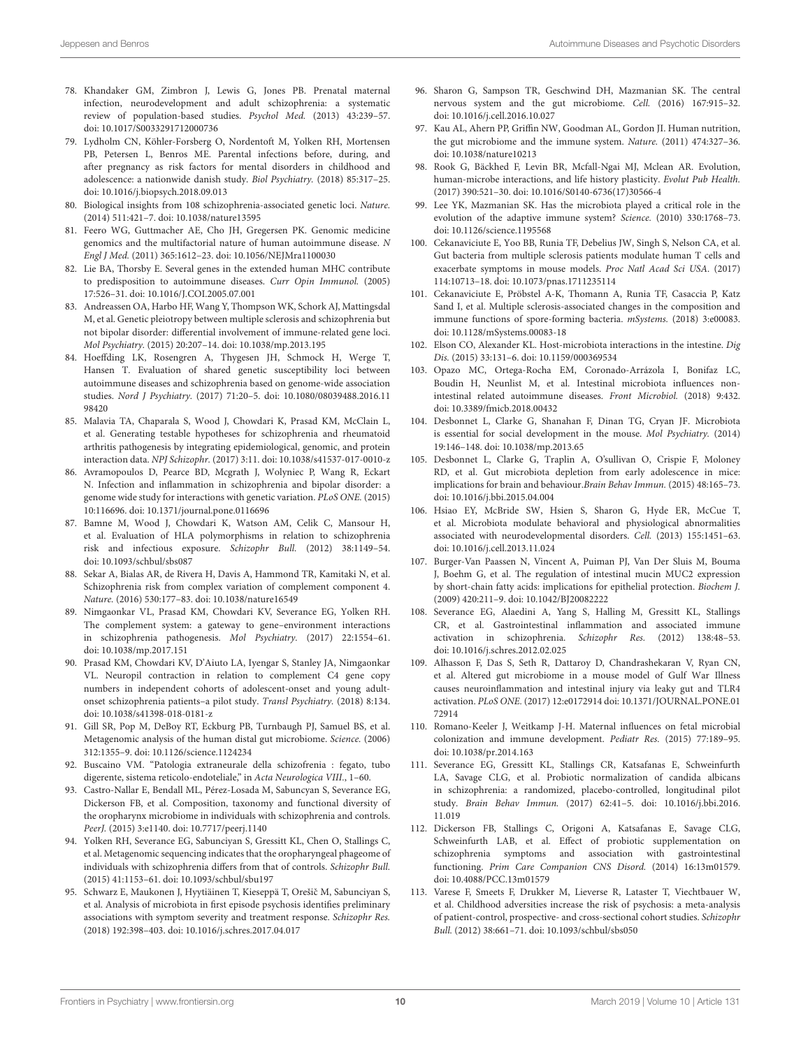78. Khandaker GM, Zimbron J, Lewis G, Jones PB. Prenatal maternal infection, neurodevelopment and adult schizophrenia: a systematic review of population-based studies. *Psychol Med.* (2013) 43:239–57. doi: 10.1017/S0033291712000736
79. Lydholm CN, Köhler-Forsberg O, Nordentoft M, Yolken RH, Mortensen PB, Petersen L, Benros ME. Parental infections before, during, and after pregnancy as risk factors for mental disorders in childhood and adolescence: a nationwide danish study. *Biol Psychiatry.* (2018) 85:317–25. doi: 10.1016/j.biopsych.2018.09.013
80. Biological insights from 108 schizophrenia-associated genetic loci. *Nature.* (2014) 511:421–7. doi: 10.1038/nature13595
81. Feero WG, Guttmacher AE, Cho JH, Gregersen PK. Genomic medicine genomics and the multifactorial nature of human autoimmune disease. *N Engl J Med.* (2011) 365:1612–23. doi: 10.1056/NEJMra1100030
82. Lie BA, Thorsby E. Several genes in the extended human MHC contribute to predisposition to autoimmune diseases. *Curr Opin Immunol.* (2005) 17:526–31. doi: 10.1016/J.COI.2005.07.001
83. Andreassen OA, Harbo HF, Wang Y, Thompson WK, Schork AJ, Mattingsdal M, et al. Genetic pleiotropy between multiple sclerosis and schizophrenia but not bipolar disorder: differential involvement of immune-related gene loci. *Mol Psychiatry.* (2015) 20:207–14. doi: 10.1038/mp.2013.195
84. Hoeffding LK, Rosengren A, Thygesen JH, Schmock H, Werge T, Hansen T. Evaluation of shared genetic susceptibility loci between autoimmune diseases and schizophrenia based on genome-wide association studies. *Nord J Psychiatry.* (2017) 71:20–5. doi: 10.1080/08039488.2016.1198420
85. Malavia TA, Chaparala S, Wood J, Chowdari K, Prasad KM, McClain L, et al. Generating testable hypotheses for schizophrenia and rheumatoid arthritis pathogenesis by integrating epidemiological, genomic, and protein interaction data. *NPJ Schizophr.* (2017) 3:11. doi: 10.1038/s41537-017-0010-z
86. Avramopoulos D, Pearce BD, Mcgrath J, Wolyniec P, Wang R, Eckart N. Infection and inflammation in schizophrenia and bipolar disorder: a genome wide study for interactions with genetic variation. *PLoS ONE.* (2015) 10:116696. doi: 10.1371/journal.pone.0116696
87. Bamne M, Wood J, Chowdari K, Watson AM, Celik C, Mansour H, et al. Evaluation of HLA polymorphisms in relation to schizophrenia risk and infectious exposure. *Schizophr Bull.* (2012) 38:1149–54. doi: 10.1093/schbul/sbs087
88. Sekar A, Bialas AR, de Rivera H, Davis A, Hammond TR, Kamitaki N, et al. Schizophrenia risk from complex variation of complement component 4. *Nature.* (2016) 530:177–83. doi: 10.1038/nature16549
89. Nimgaonkar VL, Prasad KM, Chowdari KV, Severance EG, Yolken RH. The complement system: a gateway to gene–environment interactions in schizophrenia pathogenesis. *Mol Psychiatry.* (2017) 22:1554–61. doi: 10.1038/mp.2017.151
90. Prasad KM, Chowdari KV, D'Aiuto LA, Iyengar S, Stanley JA, Nimgaonkar VL. Neuropil contraction in relation to complement C4 gene copy numbers in independent cohorts of adolescent-onset and young adult-onset schizophrenia patients–a pilot study. *Transl Psychiatry.* (2018) 8:134. doi: 10.1038/s41398-018-0181-z
91. Gill SR, Pop M, DeBoy RT, Eckburg PB, Turnbaugh PJ, Samuel BS, et al. Metagenomic analysis of the human distal gut microbiome. *Science.* (2006) 312:1355–9. doi: 10.1126/science.1124234
92. Buscaino VM. "Patologia extraneurale della schizofrenia : fegato, tubo digerente, sistema reticolo-endoteliale," in *Acta Neurologica VIII.*, 1–60.
93. Castro-Nallar E, Bendall ML, Pérez-Losada M, Sabuncyan S, Severance EG, Dickerson FB, et al. Composition, taxonomy and functional diversity of the oropharynx microbiome in individuals with schizophrenia and controls. *PeerJ.* (2015) 3:e1140. doi: 10.7717/peerj.1140
94. Yolken RH, Severance EG, Sabunciyan S, Gressitt KL, Chen O, Stallings C, et al. Metagenomic sequencing indicates that the oropharyngeal phageome of individuals with schizophrenia differs from that of controls. *Schizophr Bull.* (2015) 41:1153–61. doi: 10.1093/schbul/sbu197
95. Schwarz E, Maukonen J, Hyytiäinen T, Kieseppä T, Orešič M, Sabunciyan S, et al. Analysis of microbiota in first episode psychosis identifies preliminary associations with symptom severity and treatment response. *Schizophr Res.* (2018) 192:398–403. doi: 10.1016/j.schres.2017.04.017
96. Sharon G, Sampson TR, Geschwind DH, Mazmanian SK. The central nervous system and the gut microbiome. *Cell.* (2016) 167:915–32. doi: 10.1016/j.cell.2016.10.027
97. Kau AL, Ahern PP, Griffin NW, Goodman AL, Gordon JI. Human nutrition, the gut microbiome and the immune system. *Nature.* (2011) 474:327–36. doi: 10.1038/nature10213
98. Rook G, Bäckhed F, Levin BR, Mcfall-Ngai MJ, Mclean AR. Evolution, human-microbe interactions, and life history plasticity. *Evolut Pub Health.* (2017) 390:521–30. doi: 10.1016/S0140-6736(17)30566-4
99. Lee YK, Mazmanian SK. Has the microbiota played a critical role in the evolution of the adaptive immune system? *Science.* (2010) 330:1768–73. doi: 10.1126/science.1195568
100. Cekanaviciute E, Yoo BB, Runia TF, Debelius JW, Singh S, Nelson CA, et al. Gut bacteria from multiple sclerosis patients modulate human T cells and exacerbate symptoms in mouse models. *Proc Natl Acad Sci USA.* (2017) 114:10713–18. doi: 10.1073/pnas.1711235114
101. Cekanaviciute E, Pröbstel A-K, Thomann A, Runia TF, Casaccia P, Katz Sand I, et al. Multiple sclerosis-associated changes in the composition and immune functions of spore-forming bacteria. *mSystems.* (2018) 3:e00083. doi: 10.1128/mSystems.00083-18
102. Elson CO, Alexander KL. Host-microbiota interactions in the intestine. *Dig Dis.* (2015) 33:131–6. doi: 10.1159/000369534
103. Opazo MC, Ortega-Rocha EM, Coronado-Arrázola I, Bonifaz LC, Boudin H, Neunlist M, et al. Intestinal microbiota influences non-intestinal related autoimmune diseases. *Front Microbiol.* (2018) 9:432. doi: 10.3389/fmicb.2018.00432
104. Desbonnet L, Clarke G, Shanahan F, Dinan TG, Cryan JF. Microbiota is essential for social development in the mouse. *Mol Psychiatry.* (2014) 19:146–148. doi: 10.1038/mp.2013.65
105. Desbonnet L, Clarke G, Traplin A, O'sullivan O, Crispie F, Moloney RD, et al. Gut microbiota depletion from early adolescence in mice: implications for brain and behaviour.*Brain Behav Immun.* (2015) 48:165–73. doi: 10.1016/j.bbi.2015.04.004
106. Hsiao EY, McBride SW, Hsien S, Sharon G, Hyde ER, McCue T, et al. Microbiota modulate behavioral and physiological abnormalities associated with neurodevelopmental disorders. *Cell.* (2013) 155:1451–63. doi: 10.1016/j.cell.2013.11.024
107. Burger-Van Paassen N, Vincent A, Puiman PJ, Van Der Sluis M, Bouma J, Boehm G, et al. The regulation of intestinal mucin MUC2 expression by short-chain fatty acids: implications for epithelial protection. *Biochem J.* (2009) 420:211–9. doi: 10.1042/BJ20082222
108. Severance EG, Alaedini A, Yang S, Halling M, Gressitt KL, Stallings CR, et al. Gastrointestinal inflammation and associated immune activation in schizophrenia. *Schizophr Res.* (2012) 138:48–53. doi: 10.1016/j.schres.2012.02.025
109. Alhasson F, Das S, Seth R, Dattaroy D, Chandrashekaran V, Ryan CN, et al. Altered gut microbiome in a mouse model of Gulf War Illness causes neuroinflammation and intestinal injury via leaky gut and TLR4 activation. *PLoS ONE.* (2017) 12:e0172914 doi: 10.1371/JOURNAL.PONE.0172914
110. Romano-Keeler J, Weitkamp J-H. Maternal influences on fetal microbial colonization and immune development. *Pediatr Res.* (2015) 77:189–95. doi: 10.1038/pr.2014.163
111. Severance EG, Gressitt KL, Stallings CR, Katsafanas E, Schweinfurth LA, Savage CLG, et al. Probiotic normalization of candida albicans in schizophrenia: a randomized, placebo-controlled, longitudinal pilot study. *Brain Behav Immun.* (2017) 62:41–5. doi: 10.1016/j.bbi.2016.11.019
112. Dickerson FB, Stallings C, Origoni A, Katsafanas E, Savage CLG, Schweinfurth LAB, et al. Effect of probiotic supplementation on schizophrenia symptoms and association with gastrointestinal functioning. *Prim Care Companion CNS Disord.* (2014) 16:13m01579. doi: 10.4088/PCC.13m01579
113. Varese F, Smeets F, Drukker M, Lieverse R, Lataster T, Viechtbauer W, et al. Childhood adversities increase the risk of psychosis: a meta-analysis of patient-control, prospective- and cross-sectional cohort studies. *Schizophr Bull.* (2012) 38:661–71. doi: 10.1093/schbul/sbs050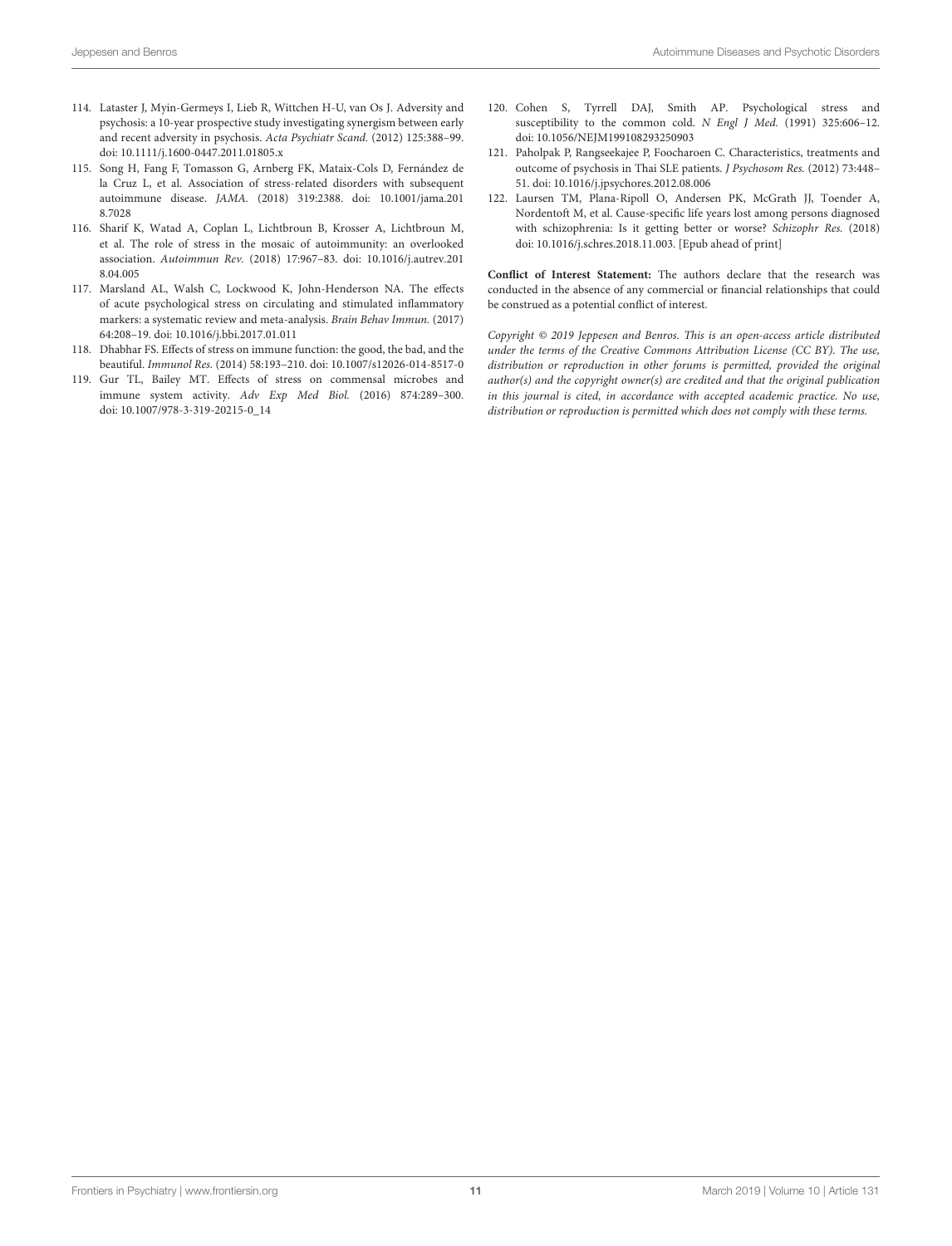114. Lataster J, Myin-Germeys I, Lieb R, Wittchen H-U, van Os J. Adversity and psychosis: a 10-year prospective study investigating synergism between early and recent adversity in psychosis. *Acta Psychiatr Scand.* (2012) 125:388–99. doi: 10.1111/j.1600-0447.2011.01805.x
115. Song H, Fang F, Tomasson G, Arnberg FK, Mataix-Cols D, Fernández de la Cruz L, et al. Association of stress-related disorders with subsequent autoimmune disease. *JAMA.* (2018) 319:2388. doi: 10.1001/jama.2018.7028
116. Sharif K, Watad A, Coplan L, Lichtbroun B, Krosser A, Lichtbroun M, et al. The role of stress in the mosaic of autoimmunity: an overlooked association. *Autoimmun Rev.* (2018) 17:967–83. doi: 10.1016/j.autrev.2018.04.005
117. Marsland AL, Walsh C, Lockwood K, John-Henderson NA. The effects of acute psychological stress on circulating and stimulated inflammatory markers: a systematic review and meta-analysis. *Brain Behav Immun.* (2017) 64:208–19. doi: 10.1016/j.bbi.2017.01.011
118. Dhabhar FS. Effects of stress on immune function: the good, the bad, and the beautiful. *Immunol Res.* (2014) 58:193–210. doi: 10.1007/s12026-014-8517-0
119. Gur TL, Bailey MT. Effects of stress on commensal microbes and immune system activity. *Adv Exp Med Biol.* (2016) 874:289–300. doi: 10.1007/978-3-319-20215-0_14
120. Cohen S, Tyrrell DAJ, Smith AP. Psychological stress and susceptibility to the common cold. *N Engl J Med.* (1991) 325:606–12. doi: 10.1056/NEJM199108293250903
121. Paholpak P, Rangseekajee P, Foocharoen C. Characteristics, treatments and outcome of psychosis in Thai SLE patients. *J Psychosom Res.* (2012) 73:448–51. doi: 10.1016/j.jpsychores.2012.08.006
122. Laursen TM, Plana-Ripoll O, Andersen PK, McGrath JJ, Toender A, Nordentoft M, et al. Cause-specific life years lost among persons diagnosed with schizophrenia: Is it getting better or worse? *Schizophr Res.* (2018) doi: 10.1016/j.schres.2018.11.003. [Epub ahead of print]

**Conflict of Interest Statement:** The authors declare that the research was conducted in the absence of any commercial or financial relationships that could be construed as a potential conflict of interest.

*Copyright © 2019 Jeppesen and Benros. This is an open-access article distributed under the terms of the Creative Commons Attribution License (CC BY). The use, distribution or reproduction in other forums is permitted, provided the original author(s) and the copyright owner(s) are credited and that the original publication in this journal is cited, in accordance with accepted academic practice. No use, distribution or reproduction is permitted which does not comply with these terms.*